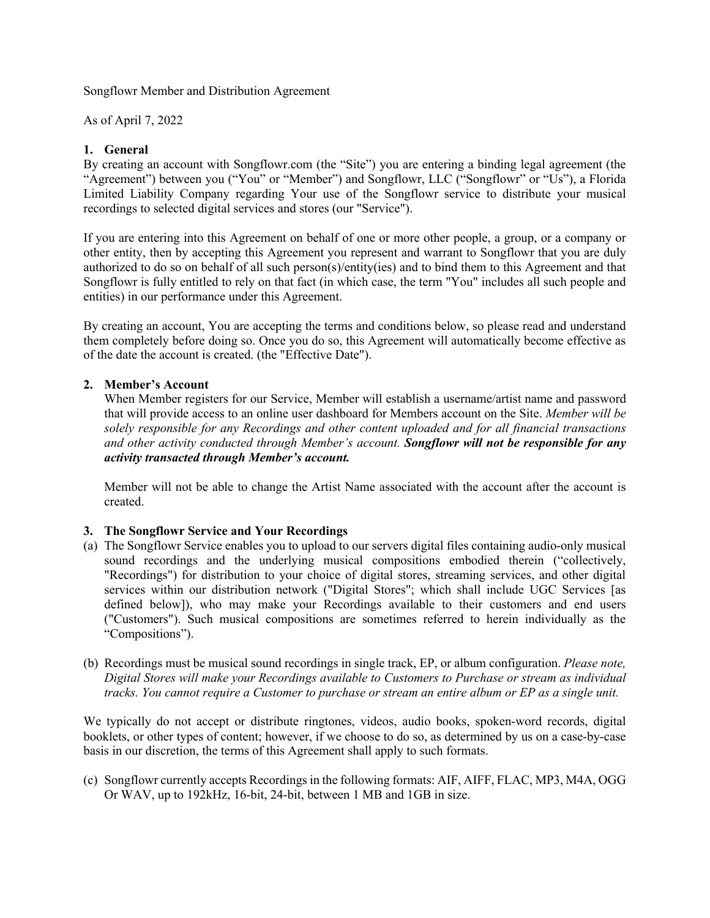Songflowr Member and Distribution Agreement

As of April 7, 2022

**1. General**

By creating an account with Songflowr.com (the "Site") you are entering a binding legal agreement (the "Agreement") between you ("You" or "Member") and Songflowr, LLC ("Songflowr" or "Us"), a Florida Limited Liability Company regarding Your use of the Songflowr service to distribute your musical recordings to selected digital services and stores (our "Service").

If you are entering into this Agreement on behalf of one or more other people, a group, or a company or other entity, then by accepting this Agreement you represent and warrant to Songflowr that you are duly authorized to do so on behalf of all such person(s)/entity(ies) and to bind them to this Agreement and that Songflowr is fully entitled to rely on that fact (in which case, the term "You" includes all such people and entities) in our performance under this Agreement.

By creating an account, You are accepting the terms and conditions below, so please read and understand them completely before doing so. Once you do so, this Agreement will automatically become effective as of the date the account is created. (the "Effective Date").

**2. Member's Account**

When Member registers for our Service, Member will establish a username/artist name and password that will provide access to an online user dashboard for Members account on the Site. *Member will be solely responsible for any Recordings and other content uploaded and for all financial transactions and other activity conducted through Member's account.* ***Songflowr will not be responsible for any activity transacted through Member's account.***

Member will not be able to change the Artist Name associated with the account after the account is created.

**3. The Songflowr Service and Your Recordings**

(a) The Songflowr Service enables you to upload to our servers digital files containing audio-only musical sound recordings and the underlying musical compositions embodied therein ("collectively, "Recordings") for distribution to your choice of digital stores, streaming services, and other digital services within our distribution network ("Digital Stores"; which shall include UGC Services [as defined below]), who may make your Recordings available to their customers and end users ("Customers"). Such musical compositions are sometimes referred to herein individually as the "Compositions").

(b) Recordings must be musical sound recordings in single track, EP, or album configuration. *Please note, Digital Stores will make your Recordings available to Customers to Purchase or stream as individual tracks. You cannot require a Customer to purchase or stream an entire album or EP as a single unit.*

We typically do not accept or distribute ringtones, videos, audio books, spoken-word records, digital booklets, or other types of content; however, if we choose to do so, as determined by us on a case-by-case basis in our discretion, the terms of this Agreement shall apply to such formats.

(c) Songflowr currently accepts Recordings in the following formats: AIF, AIFF, FLAC, MP3, M4A, OGG Or WAV, up to 192kHz, 16-bit, 24-bit, between 1 MB and 1GB in size.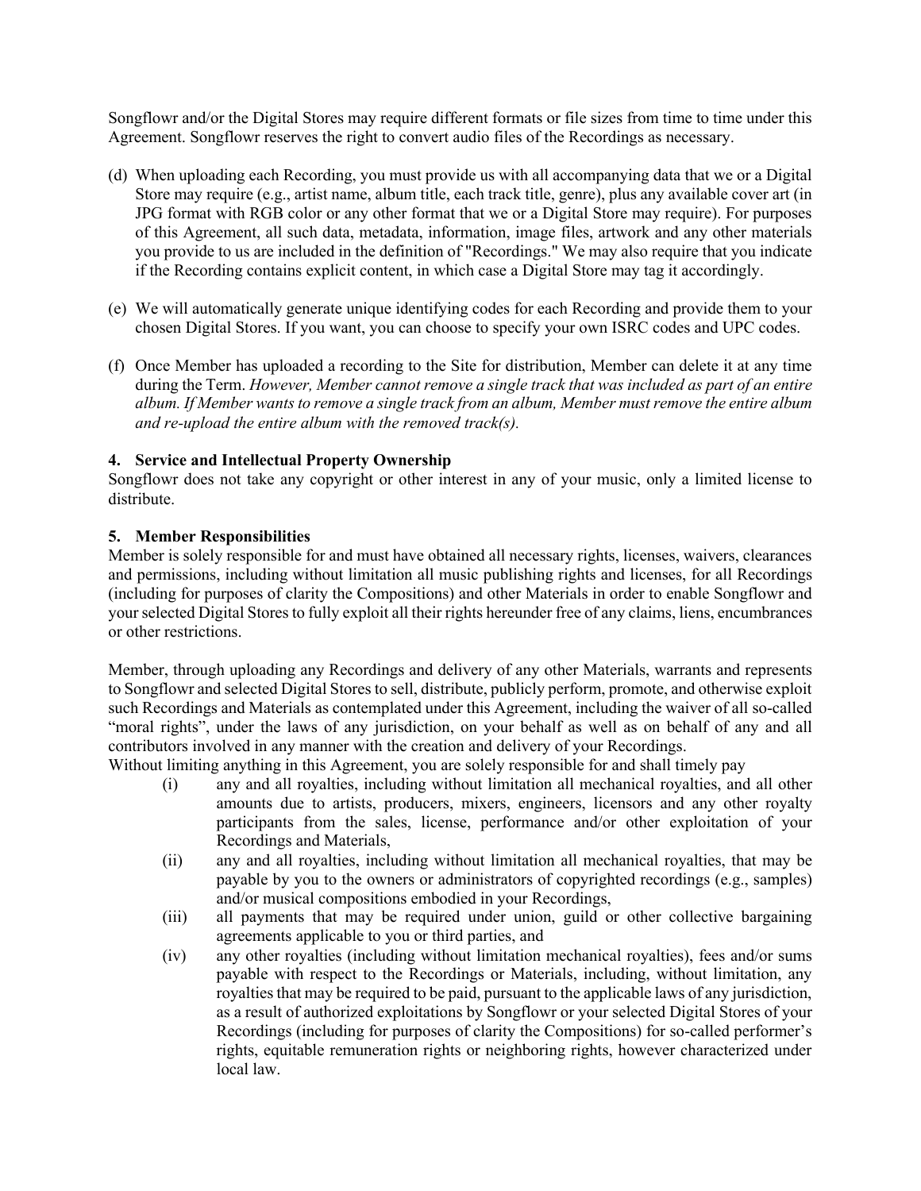Songflowr and/or the Digital Stores may require different formats or file sizes from time to time under this Agreement. Songflowr reserves the right to convert audio files of the Recordings as necessary.

(d) When uploading each Recording, you must provide us with all accompanying data that we or a Digital Store may require (e.g., artist name, album title, each track title, genre), plus any available cover art (in JPG format with RGB color or any other format that we or a Digital Store may require). For purposes of this Agreement, all such data, metadata, information, image files, artwork and any other materials you provide to us are included in the definition of "Recordings." We may also require that you indicate if the Recording contains explicit content, in which case a Digital Store may tag it accordingly.

(e) We will automatically generate unique identifying codes for each Recording and provide them to your chosen Digital Stores. If you want, you can choose to specify your own ISRC codes and UPC codes.

(f) Once Member has uploaded a recording to the Site for distribution, Member can delete it at any time during the Term. *However, Member cannot remove a single track that was included as part of an entire album. If Member wants to remove a single track from an album, Member must remove the entire album and re-upload the entire album with the removed track(s).*

**4. Service and Intellectual Property Ownership**

Songflowr does not take any copyright or other interest in any of your music, only a limited license to distribute.

**5. Member Responsibilities**

Member is solely responsible for and must have obtained all necessary rights, licenses, waivers, clearances and permissions, including without limitation all music publishing rights and licenses, for all Recordings (including for purposes of clarity the Compositions) and other Materials in order to enable Songflowr and your selected Digital Stores to fully exploit all their rights hereunder free of any claims, liens, encumbrances or other restrictions.

Member, through uploading any Recordings and delivery of any other Materials, warrants and represents to Songflowr and selected Digital Stores to sell, distribute, publicly perform, promote, and otherwise exploit such Recordings and Materials as contemplated under this Agreement, including the waiver of all so-called "moral rights", under the laws of any jurisdiction, on your behalf as well as on behalf of any and all contributors involved in any manner with the creation and delivery of your Recordings.

Without limiting anything in this Agreement, you are solely responsible for and shall timely pay

(i) any and all royalties, including without limitation all mechanical royalties, and all other amounts due to artists, producers, mixers, engineers, licensors and any other royalty participants from the sales, license, performance and/or other exploitation of your Recordings and Materials,

(ii) any and all royalties, including without limitation all mechanical royalties, that may be payable by you to the owners or administrators of copyrighted recordings (e.g., samples) and/or musical compositions embodied in your Recordings,

(iii) all payments that may be required under union, guild or other collective bargaining agreements applicable to you or third parties, and

(iv) any other royalties (including without limitation mechanical royalties), fees and/or sums payable with respect to the Recordings or Materials, including, without limitation, any royalties that may be required to be paid, pursuant to the applicable laws of any jurisdiction, as a result of authorized exploitations by Songflowr or your selected Digital Stores of your Recordings (including for purposes of clarity the Compositions) for so-called performer's rights, equitable remuneration rights or neighboring rights, however characterized under local law.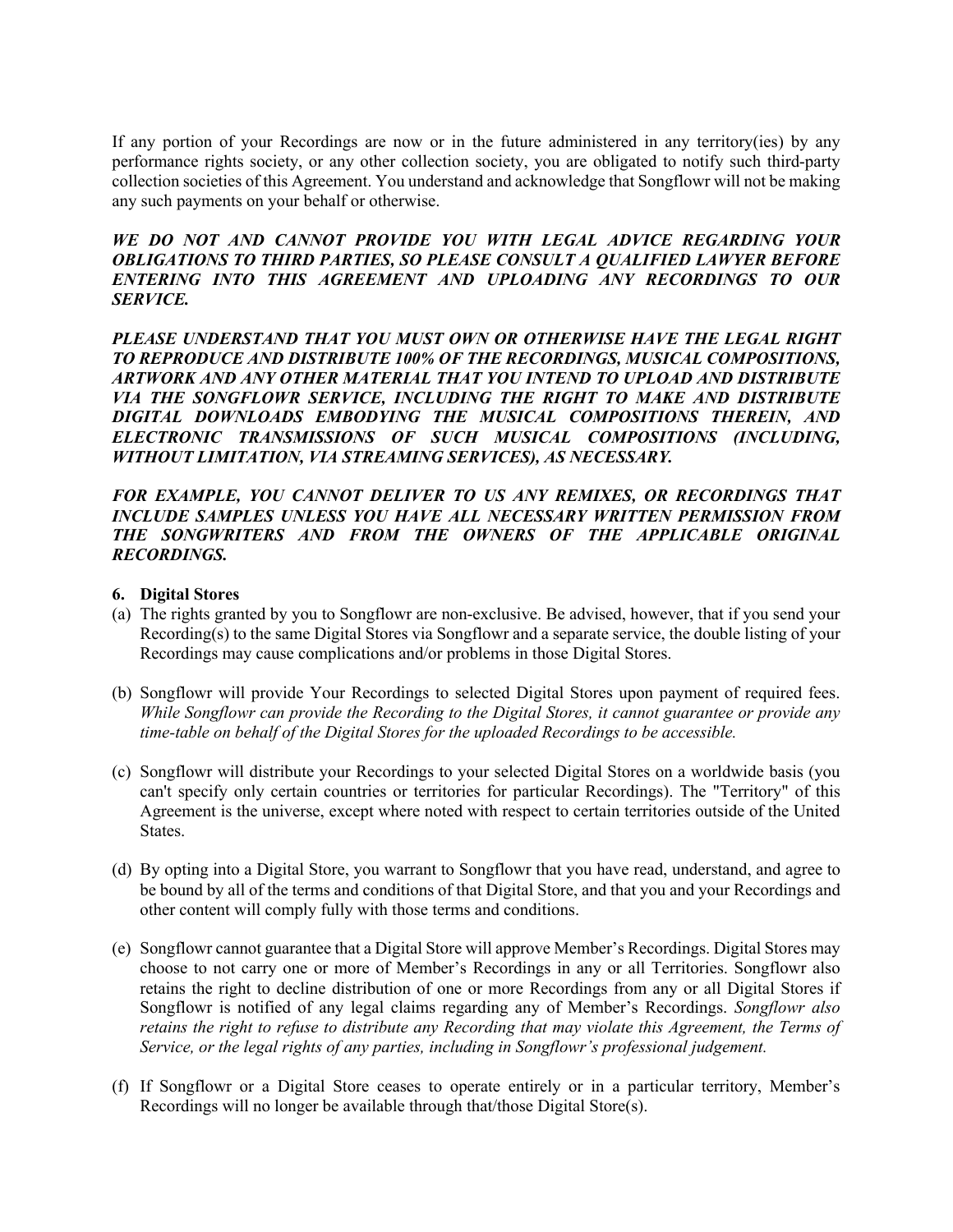If any portion of your Recordings are now or in the future administered in any territory(ies) by any performance rights society, or any other collection society, you are obligated to notify such third-party collection societies of this Agreement. You understand and acknowledge that Songflowr will not be making any such payments on your behalf or otherwise.

***WE DO NOT AND CANNOT PROVIDE YOU WITH LEGAL ADVICE REGARDING YOUR OBLIGATIONS TO THIRD PARTIES, SO PLEASE CONSULT A QUALIFIED LAWYER BEFORE ENTERING INTO THIS AGREEMENT AND UPLOADING ANY RECORDINGS TO OUR SERVICE.***

***PLEASE UNDERSTAND THAT YOU MUST OWN OR OTHERWISE HAVE THE LEGAL RIGHT TO REPRODUCE AND DISTRIBUTE 100% OF THE RECORDINGS, MUSICAL COMPOSITIONS, ARTWORK AND ANY OTHER MATERIAL THAT YOU INTEND TO UPLOAD AND DISTRIBUTE VIA THE SONGFLOWR SERVICE, INCLUDING THE RIGHT TO MAKE AND DISTRIBUTE DIGITAL DOWNLOADS EMBODYING THE MUSICAL COMPOSITIONS THEREIN, AND ELECTRONIC TRANSMISSIONS OF SUCH MUSICAL COMPOSITIONS (INCLUDING, WITHOUT LIMITATION, VIA STREAMING SERVICES), AS NECESSARY.***

***FOR EXAMPLE, YOU CANNOT DELIVER TO US ANY REMIXES, OR RECORDINGS THAT INCLUDE SAMPLES UNLESS YOU HAVE ALL NECESSARY WRITTEN PERMISSION FROM THE SONGWRITERS AND FROM THE OWNERS OF THE APPLICABLE ORIGINAL RECORDINGS.***

**6. Digital Stores**

(a) The rights granted by you to Songflowr are non-exclusive. Be advised, however, that if you send your Recording(s) to the same Digital Stores via Songflowr and a separate service, the double listing of your Recordings may cause complications and/or problems in those Digital Stores.

(b) Songflowr will provide Your Recordings to selected Digital Stores upon payment of required fees. *While Songflowr can provide the Recording to the Digital Stores, it cannot guarantee or provide any time-table on behalf of the Digital Stores for the uploaded Recordings to be accessible.*

(c) Songflowr will distribute your Recordings to your selected Digital Stores on a worldwide basis (you can't specify only certain countries or territories for particular Recordings). The "Territory" of this Agreement is the universe, except where noted with respect to certain territories outside of the United States.

(d) By opting into a Digital Store, you warrant to Songflowr that you have read, understand, and agree to be bound by all of the terms and conditions of that Digital Store, and that you and your Recordings and other content will comply fully with those terms and conditions.

(e) Songflowr cannot guarantee that a Digital Store will approve Member's Recordings. Digital Stores may choose to not carry one or more of Member's Recordings in any or all Territories. Songflowr also retains the right to decline distribution of one or more Recordings from any or all Digital Stores if Songflowr is notified of any legal claims regarding any of Member's Recordings. *Songflowr also retains the right to refuse to distribute any Recording that may violate this Agreement, the Terms of Service, or the legal rights of any parties, including in Songflowr's professional judgement.*

(f) If Songflowr or a Digital Store ceases to operate entirely or in a particular territory, Member's Recordings will no longer be available through that/those Digital Store(s).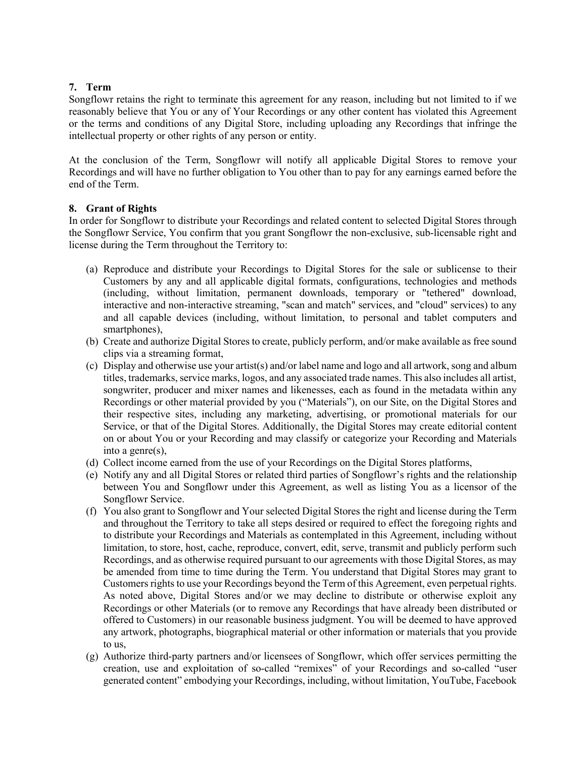## 7. Term

Songflowr retains the right to terminate this agreement for any reason, including but not limited to if we reasonably believe that You or any of Your Recordings or any other content has violated this Agreement or the terms and conditions of any Digital Store, including uploading any Recordings that infringe the intellectual property or other rights of any person or entity.

At the conclusion of the Term, Songflowr will notify all applicable Digital Stores to remove your Recordings and will have no further obligation to You other than to pay for any earnings earned before the end of the Term.

## 8. Grant of Rights

In order for Songflowr to distribute your Recordings and related content to selected Digital Stores through the Songflowr Service, You confirm that you grant Songflowr the non-exclusive, sub-licensable right and license during the Term throughout the Territory to:

(a) Reproduce and distribute your Recordings to Digital Stores for the sale or sublicense to their Customers by any and all applicable digital formats, configurations, technologies and methods (including, without limitation, permanent downloads, temporary or "tethered" download, interactive and non-interactive streaming, "scan and match" services, and "cloud" services) to any and all capable devices (including, without limitation, to personal and tablet computers and smartphones),

(b) Create and authorize Digital Stores to create, publicly perform, and/or make available as free sound clips via a streaming format,

(c) Display and otherwise use your artist(s) and/or label name and logo and all artwork, song and album titles, trademarks, service marks, logos, and any associated trade names. This also includes all artist, songwriter, producer and mixer names and likenesses, each as found in the metadata within any Recordings or other material provided by you ("Materials"), on our Site, on the Digital Stores and their respective sites, including any marketing, advertising, or promotional materials for our Service, or that of the Digital Stores. Additionally, the Digital Stores may create editorial content on or about You or your Recording and may classify or categorize your Recording and Materials into a genre(s),

(d) Collect income earned from the use of your Recordings on the Digital Stores platforms,

(e) Notify any and all Digital Stores or related third parties of Songflowr's rights and the relationship between You and Songflowr under this Agreement, as well as listing You as a licensor of the Songflowr Service.

(f) You also grant to Songflowr and Your selected Digital Stores the right and license during the Term and throughout the Territory to take all steps desired or required to effect the foregoing rights and to distribute your Recordings and Materials as contemplated in this Agreement, including without limitation, to store, host, cache, reproduce, convert, edit, serve, transmit and publicly perform such Recordings, and as otherwise required pursuant to our agreements with those Digital Stores, as may be amended from time to time during the Term. You understand that Digital Stores may grant to Customers rights to use your Recordings beyond the Term of this Agreement, even perpetual rights. As noted above, Digital Stores and/or we may decline to distribute or otherwise exploit any Recordings or other Materials (or to remove any Recordings that have already been distributed or offered to Customers) in our reasonable business judgment. You will be deemed to have approved any artwork, photographs, biographical material or other information or materials that you provide to us,

(g) Authorize third-party partners and/or licensees of Songflowr, which offer services permitting the creation, use and exploitation of so-called "remixes" of your Recordings and so-called "user generated content" embodying your Recordings, including, without limitation, YouTube, Facebook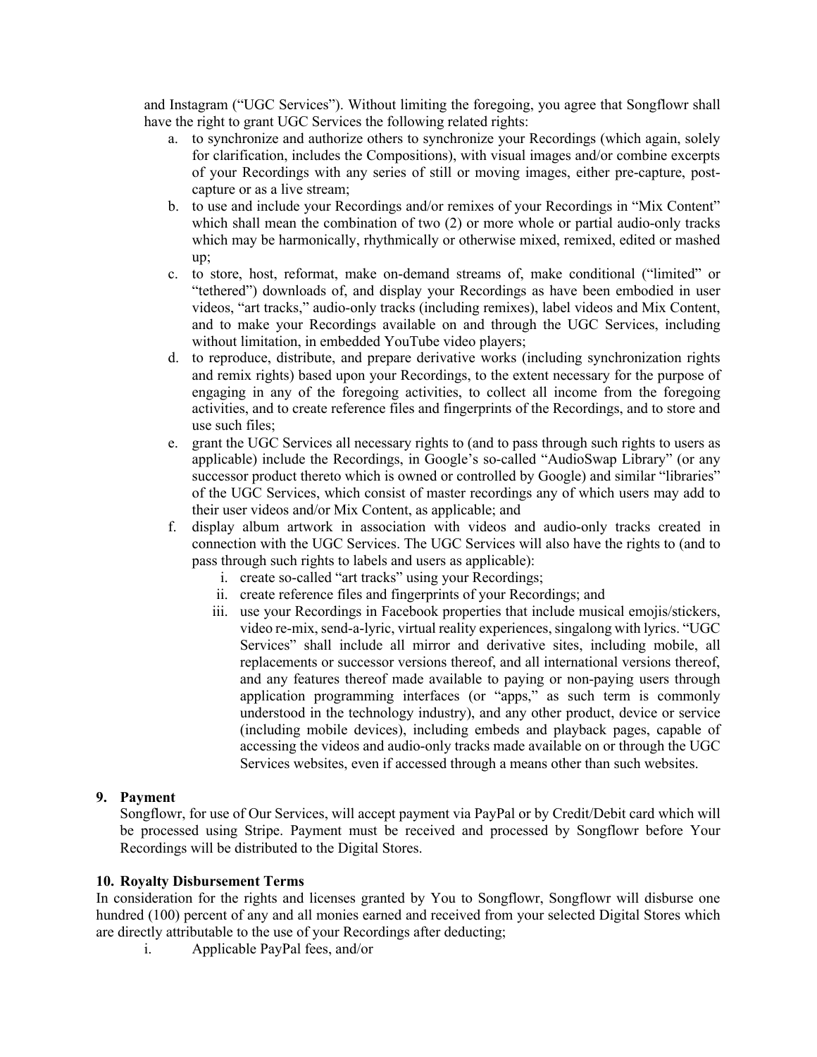and Instagram ("UGC Services"). Without limiting the foregoing, you agree that Songflowr shall have the right to grant UGC Services the following related rights:

a. to synchronize and authorize others to synchronize your Recordings (which again, solely for clarification, includes the Compositions), with visual images and/or combine excerpts of your Recordings with any series of still or moving images, either pre-capture, post-capture or as a live stream;
b. to use and include your Recordings and/or remixes of your Recordings in "Mix Content" which shall mean the combination of two (2) or more whole or partial audio-only tracks which may be harmonically, rhythmically or otherwise mixed, remixed, edited or mashed up;
c. to store, host, reformat, make on-demand streams of, make conditional ("limited" or "tethered") downloads of, and display your Recordings as have been embodied in user videos, "art tracks," audio-only tracks (including remixes), label videos and Mix Content, and to make your Recordings available on and through the UGC Services, including without limitation, in embedded YouTube video players;
d. to reproduce, distribute, and prepare derivative works (including synchronization rights and remix rights) based upon your Recordings, to the extent necessary for the purpose of engaging in any of the foregoing activities, to collect all income from the foregoing activities, and to create reference files and fingerprints of the Recordings, and to store and use such files;
e. grant the UGC Services all necessary rights to (and to pass through such rights to users as applicable) include the Recordings, in Google's so-called "AudioSwap Library" (or any successor product thereto which is owned or controlled by Google) and similar "libraries" of the UGC Services, which consist of master recordings any of which users may add to their user videos and/or Mix Content, as applicable; and
f. display album artwork in association with videos and audio-only tracks created in connection with the UGC Services. The UGC Services will also have the rights to (and to pass through such rights to labels and users as applicable):
    i. create so-called "art tracks" using your Recordings;
    ii. create reference files and fingerprints of your Recordings; and
    iii. use your Recordings in Facebook properties that include musical emojis/stickers, video re-mix, send-a-lyric, virtual reality experiences, singalong with lyrics. "UGC Services" shall include all mirror and derivative sites, including mobile, all replacements or successor versions thereof, and all international versions thereof, and any features thereof made available to paying or non-paying users through application programming interfaces (or "apps," as such term is commonly understood in the technology industry), and any other product, device or service (including mobile devices), including embeds and playback pages, capable of accessing the videos and audio-only tracks made available on or through the UGC Services websites, even if accessed through a means other than such websites.

**9. Payment**

Songflowr, for use of Our Services, will accept payment via PayPal or by Credit/Debit card which will be processed using Stripe. Payment must be received and processed by Songflowr before Your Recordings will be distributed to the Digital Stores.

**10. Royalty Disbursement Terms**

In consideration for the rights and licenses granted by You to Songflowr, Songflowr will disburse one hundred (100) percent of any and all monies earned and received from your selected Digital Stores which are directly attributable to the use of your Recordings after deducting;

i. Applicable PayPal fees, and/or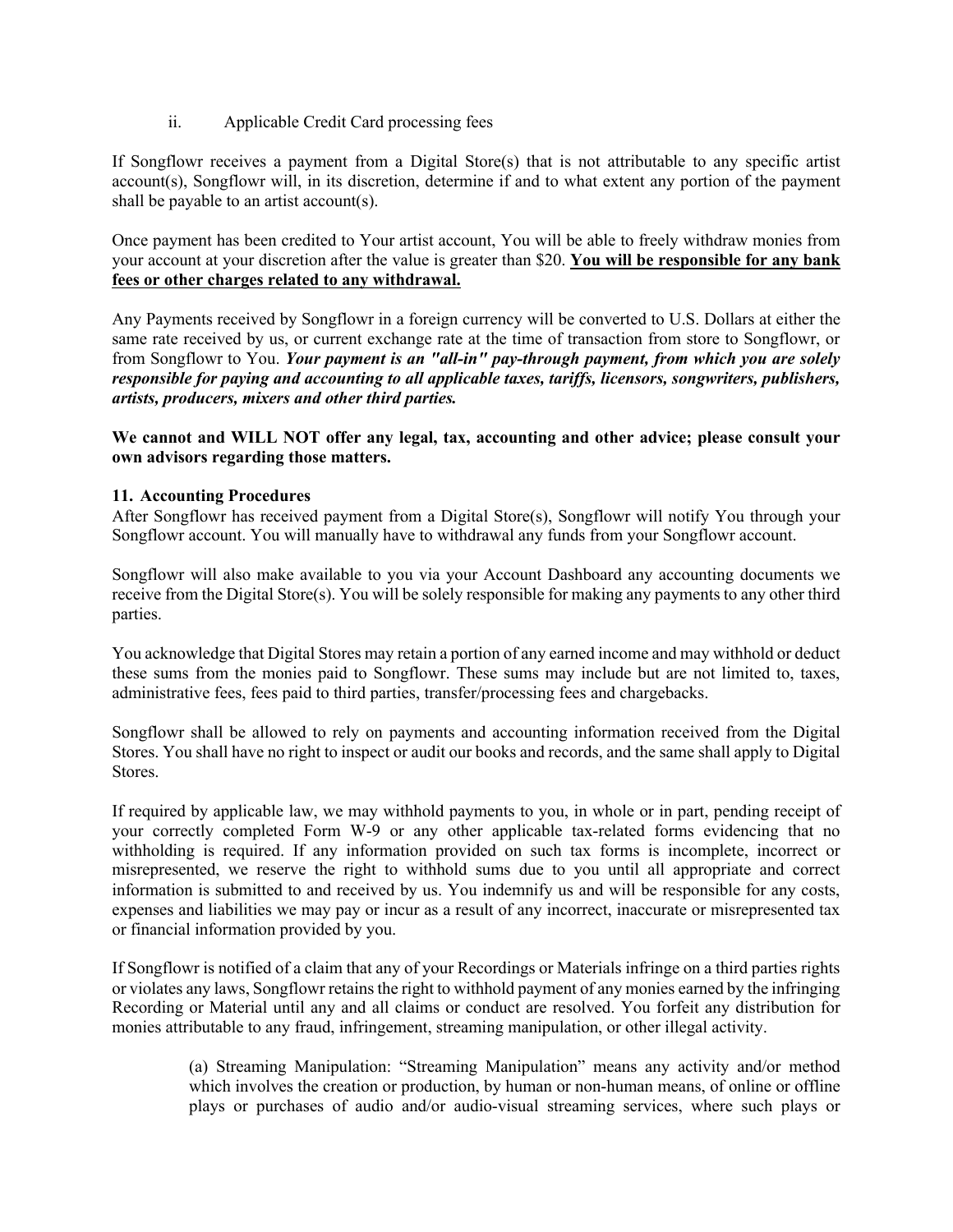ii. Applicable Credit Card processing fees

If Songflowr receives a payment from a Digital Store(s) that is not attributable to any specific artist account(s), Songflowr will, in its discretion, determine if and to what extent any portion of the payment shall be payable to an artist account(s).

Once payment has been credited to Your artist account, You will be able to freely withdraw monies from your account at your discretion after the value is greater than $20. **<u>You will be responsible for any bank fees or other charges related to any withdrawal.</u>**

Any Payments received by Songflowr in a foreign currency will be converted to U.S. Dollars at either the same rate received by us, or current exchange rate at the time of transaction from store to Songflowr, or from Songflowr to You. ***Your payment is an "all-in" pay-through payment, from which you are solely responsible for paying and accounting to all applicable taxes, tariffs, licensors, songwriters, publishers, artists, producers, mixers and other third parties.***

**We cannot and WILL NOT offer any legal, tax, accounting and other advice; please consult your own advisors regarding those matters.**

**11. Accounting Procedures**

After Songflowr has received payment from a Digital Store(s), Songflowr will notify You through your Songflowr account. You will manually have to withdrawal any funds from your Songflowr account.

Songflowr will also make available to you via your Account Dashboard any accounting documents we receive from the Digital Store(s). You will be solely responsible for making any payments to any other third parties.

You acknowledge that Digital Stores may retain a portion of any earned income and may withhold or deduct these sums from the monies paid to Songflowr. These sums may include but are not limited to, taxes, administrative fees, fees paid to third parties, transfer/processing fees and chargebacks.

Songflowr shall be allowed to rely on payments and accounting information received from the Digital Stores. You shall have no right to inspect or audit our books and records, and the same shall apply to Digital Stores.

If required by applicable law, we may withhold payments to you, in whole or in part, pending receipt of your correctly completed Form W-9 or any other applicable tax-related forms evidencing that no withholding is required. If any information provided on such tax forms is incomplete, incorrect or misrepresented, we reserve the right to withhold sums due to you until all appropriate and correct information is submitted to and received by us. You indemnify us and will be responsible for any costs, expenses and liabilities we may pay or incur as a result of any incorrect, inaccurate or misrepresented tax or financial information provided by you.

If Songflowr is notified of a claim that any of your Recordings or Materials infringe on a third parties rights or violates any laws, Songflowr retains the right to withhold payment of any monies earned by the infringing Recording or Material until any and all claims or conduct are resolved. You forfeit any distribution for monies attributable to any fraud, infringement, streaming manipulation, or other illegal activity.

(a) Streaming Manipulation: "Streaming Manipulation" means any activity and/or method which involves the creation or production, by human or non-human means, of online or offline plays or purchases of audio and/or audio-visual streaming services, where such plays or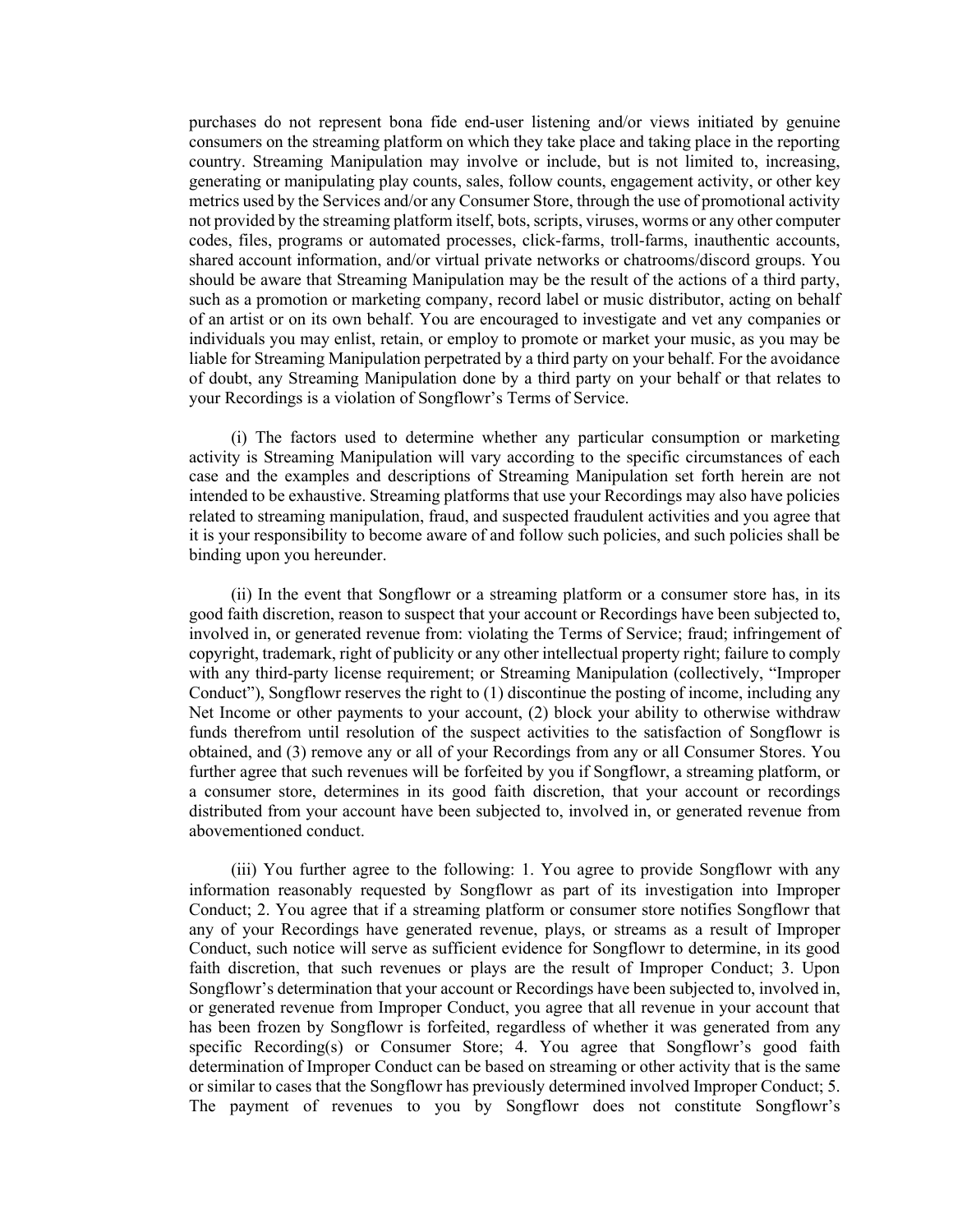purchases do not represent bona fide end-user listening and/or views initiated by genuine consumers on the streaming platform on which they take place and taking place in the reporting country. Streaming Manipulation may involve or include, but is not limited to, increasing, generating or manipulating play counts, sales, follow counts, engagement activity, or other key metrics used by the Services and/or any Consumer Store, through the use of promotional activity not provided by the streaming platform itself, bots, scripts, viruses, worms or any other computer codes, files, programs or automated processes, click-farms, troll-farms, inauthentic accounts, shared account information, and/or virtual private networks or chatrooms/discord groups. You should be aware that Streaming Manipulation may be the result of the actions of a third party, such as a promotion or marketing company, record label or music distributor, acting on behalf of an artist or on its own behalf. You are encouraged to investigate and vet any companies or individuals you may enlist, retain, or employ to promote or market your music, as you may be liable for Streaming Manipulation perpetrated by a third party on your behalf. For the avoidance of doubt, any Streaming Manipulation done by a third party on your behalf or that relates to your Recordings is a violation of Songflowr's Terms of Service.

(i) The factors used to determine whether any particular consumption or marketing activity is Streaming Manipulation will vary according to the specific circumstances of each case and the examples and descriptions of Streaming Manipulation set forth herein are not intended to be exhaustive. Streaming platforms that use your Recordings may also have policies related to streaming manipulation, fraud, and suspected fraudulent activities and you agree that it is your responsibility to become aware of and follow such policies, and such policies shall be binding upon you hereunder.

(ii) In the event that Songflowr or a streaming platform or a consumer store has, in its good faith discretion, reason to suspect that your account or Recordings have been subjected to, involved in, or generated revenue from: violating the Terms of Service; fraud; infringement of copyright, trademark, right of publicity or any other intellectual property right; failure to comply with any third-party license requirement; or Streaming Manipulation (collectively, "Improper Conduct"), Songflowr reserves the right to (1) discontinue the posting of income, including any Net Income or other payments to your account, (2) block your ability to otherwise withdraw funds therefrom until resolution of the suspect activities to the satisfaction of Songflowr is obtained, and (3) remove any or all of your Recordings from any or all Consumer Stores. You further agree that such revenues will be forfeited by you if Songflowr, a streaming platform, or a consumer store, determines in its good faith discretion, that your account or recordings distributed from your account have been subjected to, involved in, or generated revenue from abovementioned conduct.

(iii) You further agree to the following: 1. You agree to provide Songflowr with any information reasonably requested by Songflowr as part of its investigation into Improper Conduct; 2. You agree that if a streaming platform or consumer store notifies Songflowr that any of your Recordings have generated revenue, plays, or streams as a result of Improper Conduct, such notice will serve as sufficient evidence for Songflowr to determine, in its good faith discretion, that such revenues or plays are the result of Improper Conduct; 3. Upon Songflowr's determination that your account or Recordings have been subjected to, involved in, or generated revenue from Improper Conduct, you agree that all revenue in your account that has been frozen by Songflowr is forfeited, regardless of whether it was generated from any specific Recording(s) or Consumer Store; 4. You agree that Songflowr's good faith determination of Improper Conduct can be based on streaming or other activity that is the same or similar to cases that the Songflowr has previously determined involved Improper Conduct; 5. The payment of revenues to you by Songflowr does not constitute Songflowr's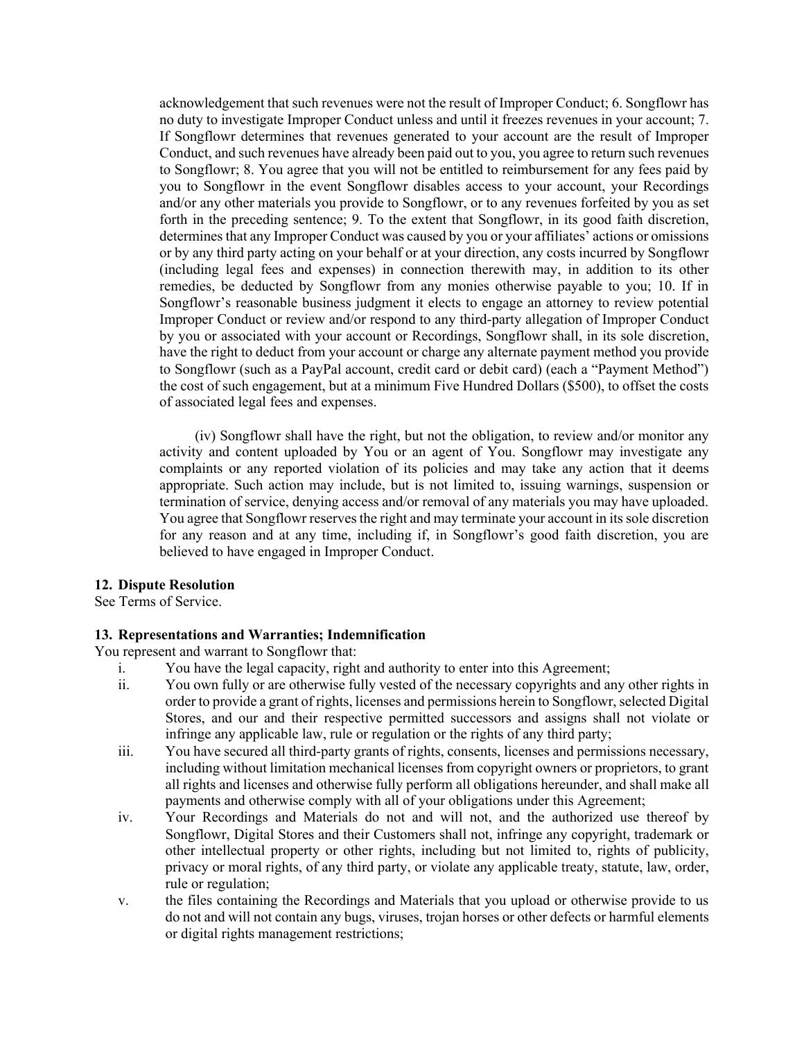acknowledgement that such revenues were not the result of Improper Conduct; 6. Songflowr has no duty to investigate Improper Conduct unless and until it freezes revenues in your account; 7. If Songflowr determines that revenues generated to your account are the result of Improper Conduct, and such revenues have already been paid out to you, you agree to return such revenues to Songflowr; 8. You agree that you will not be entitled to reimbursement for any fees paid by you to Songflowr in the event Songflowr disables access to your account, your Recordings and/or any other materials you provide to Songflowr, or to any revenues forfeited by you as set forth in the preceding sentence; 9. To the extent that Songflowr, in its good faith discretion, determines that any Improper Conduct was caused by you or your affiliates' actions or omissions or by any third party acting on your behalf or at your direction, any costs incurred by Songflowr (including legal fees and expenses) in connection therewith may, in addition to its other remedies, be deducted by Songflowr from any monies otherwise payable to you; 10. If in Songflowr's reasonable business judgment it elects to engage an attorney to review potential Improper Conduct or review and/or respond to any third-party allegation of Improper Conduct by you or associated with your account or Recordings, Songflowr shall, in its sole discretion, have the right to deduct from your account or charge any alternate payment method you provide to Songflowr (such as a PayPal account, credit card or debit card) (each a "Payment Method") the cost of such engagement, but at a minimum Five Hundred Dollars ($500), to offset the costs of associated legal fees and expenses.

(iv) Songflowr shall have the right, but not the obligation, to review and/or monitor any activity and content uploaded by You or an agent of You. Songflowr may investigate any complaints or any reported violation of its policies and may take any action that it deems appropriate. Such action may include, but is not limited to, issuing warnings, suspension or termination of service, denying access and/or removal of any materials you may have uploaded. You agree that Songflowr reserves the right and may terminate your account in its sole discretion for any reason and at any time, including if, in Songflowr's good faith discretion, you are believed to have engaged in Improper Conduct.

**12. Dispute Resolution**

See Terms of Service.

**13. Representations and Warranties; Indemnification**

You represent and warrant to Songflowr that:

i. You have the legal capacity, right and authority to enter into this Agreement;

ii. You own fully or are otherwise fully vested of the necessary copyrights and any other rights in order to provide a grant of rights, licenses and permissions herein to Songflowr, selected Digital Stores, and our and their respective permitted successors and assigns shall not violate or infringe any applicable law, rule or regulation or the rights of any third party;

iii. You have secured all third-party grants of rights, consents, licenses and permissions necessary, including without limitation mechanical licenses from copyright owners or proprietors, to grant all rights and licenses and otherwise fully perform all obligations hereunder, and shall make all payments and otherwise comply with all of your obligations under this Agreement;

iv. Your Recordings and Materials do not and will not, and the authorized use thereof by Songflowr, Digital Stores and their Customers shall not, infringe any copyright, trademark or other intellectual property or other rights, including but not limited to, rights of publicity, privacy or moral rights, of any third party, or violate any applicable treaty, statute, law, order, rule or regulation;

v. the files containing the Recordings and Materials that you upload or otherwise provide to us do not and will not contain any bugs, viruses, trojan horses or other defects or harmful elements or digital rights management restrictions;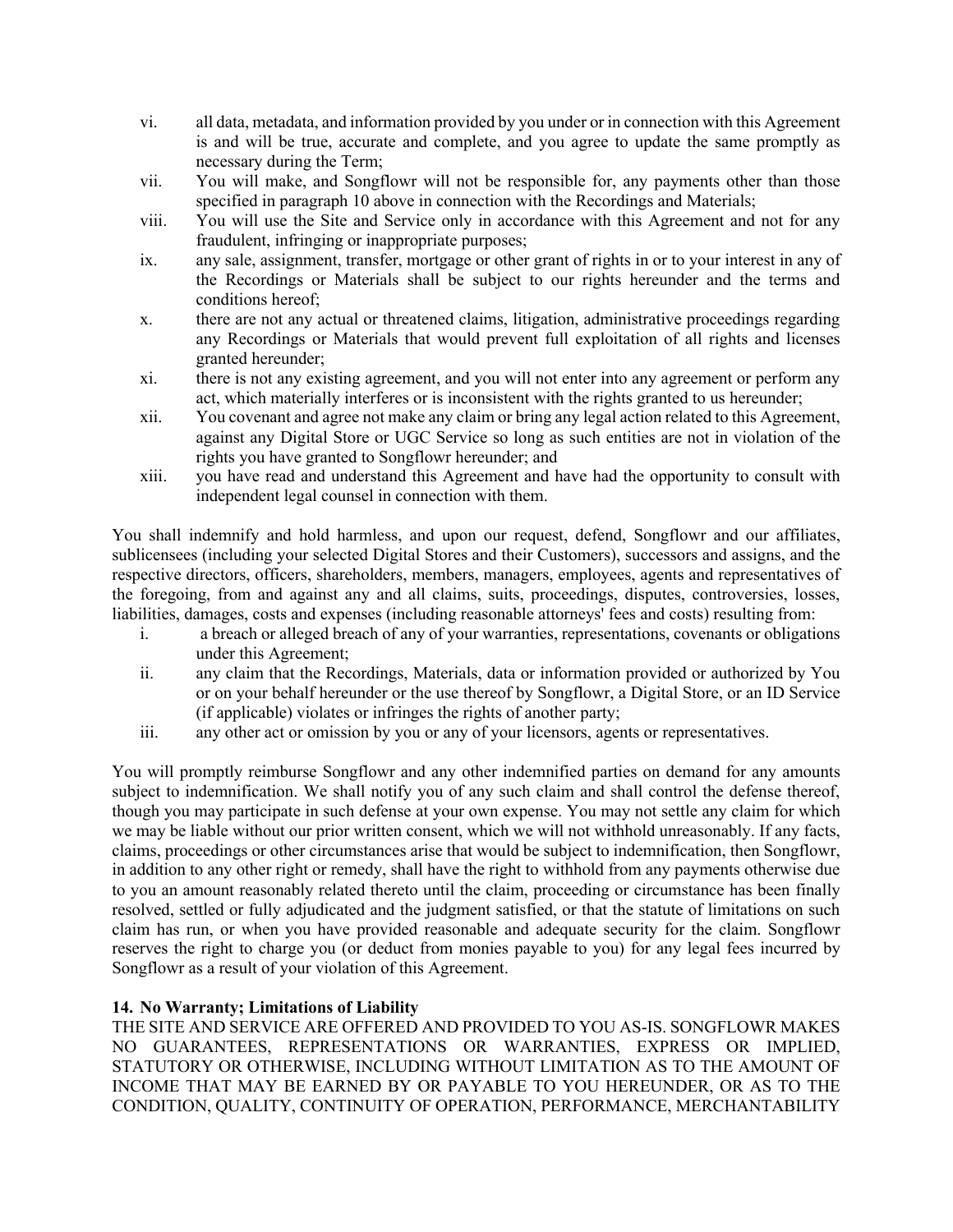vi. all data, metadata, and information provided by you under or in connection with this Agreement is and will be true, accurate and complete, and you agree to update the same promptly as necessary during the Term;

vii. You will make, and Songflowr will not be responsible for, any payments other than those specified in paragraph 10 above in connection with the Recordings and Materials;

viii. You will use the Site and Service only in accordance with this Agreement and not for any fraudulent, infringing or inappropriate purposes;

ix. any sale, assignment, transfer, mortgage or other grant of rights in or to your interest in any of the Recordings or Materials shall be subject to our rights hereunder and the terms and conditions hereof;

x. there are not any actual or threatened claims, litigation, administrative proceedings regarding any Recordings or Materials that would prevent full exploitation of all rights and licenses granted hereunder;

xi. there is not any existing agreement, and you will not enter into any agreement or perform any act, which materially interferes or is inconsistent with the rights granted to us hereunder;

xii. You covenant and agree not make any claim or bring any legal action related to this Agreement, against any Digital Store or UGC Service so long as such entities are not in violation of the rights you have granted to Songflowr hereunder; and

xiii. you have read and understand this Agreement and have had the opportunity to consult with independent legal counsel in connection with them.

You shall indemnify and hold harmless, and upon our request, defend, Songflowr and our affiliates, sublicensees (including your selected Digital Stores and their Customers), successors and assigns, and the respective directors, officers, shareholders, members, managers, employees, agents and representatives of the foregoing, from and against any and all claims, suits, proceedings, disputes, controversies, losses, liabilities, damages, costs and expenses (including reasonable attorneys' fees and costs) resulting from:

i. a breach or alleged breach of any of your warranties, representations, covenants or obligations under this Agreement;

ii. any claim that the Recordings, Materials, data or information provided or authorized by You or on your behalf hereunder or the use thereof by Songflowr, a Digital Store, or an ID Service (if applicable) violates or infringes the rights of another party;

iii. any other act or omission by you or any of your licensors, agents or representatives.

You will promptly reimburse Songflowr and any other indemnified parties on demand for any amounts subject to indemnification. We shall notify you of any such claim and shall control the defense thereof, though you may participate in such defense at your own expense. You may not settle any claim for which we may be liable without our prior written consent, which we will not withhold unreasonably. If any facts, claims, proceedings or other circumstances arise that would be subject to indemnification, then Songflowr, in addition to any other right or remedy, shall have the right to withhold from any payments otherwise due to you an amount reasonably related thereto until the claim, proceeding or circumstance has been finally resolved, settled or fully adjudicated and the judgment satisfied, or that the statute of limitations on such claim has run, or when you have provided reasonable and adequate security for the claim. Songflowr reserves the right to charge you (or deduct from monies payable to you) for any legal fees incurred by Songflowr as a result of your violation of this Agreement.

**14. No Warranty; Limitations of Liability**

THE SITE AND SERVICE ARE OFFERED AND PROVIDED TO YOU AS-IS. SONGFLOWR MAKES NO GUARANTEES, REPRESENTATIONS OR WARRANTIES, EXPRESS OR IMPLIED, STATUTORY OR OTHERWISE, INCLUDING WITHOUT LIMITATION AS TO THE AMOUNT OF INCOME THAT MAY BE EARNED BY OR PAYABLE TO YOU HEREUNDER, OR AS TO THE CONDITION, QUALITY, CONTINUITY OF OPERATION, PERFORMANCE, MERCHANTABILITY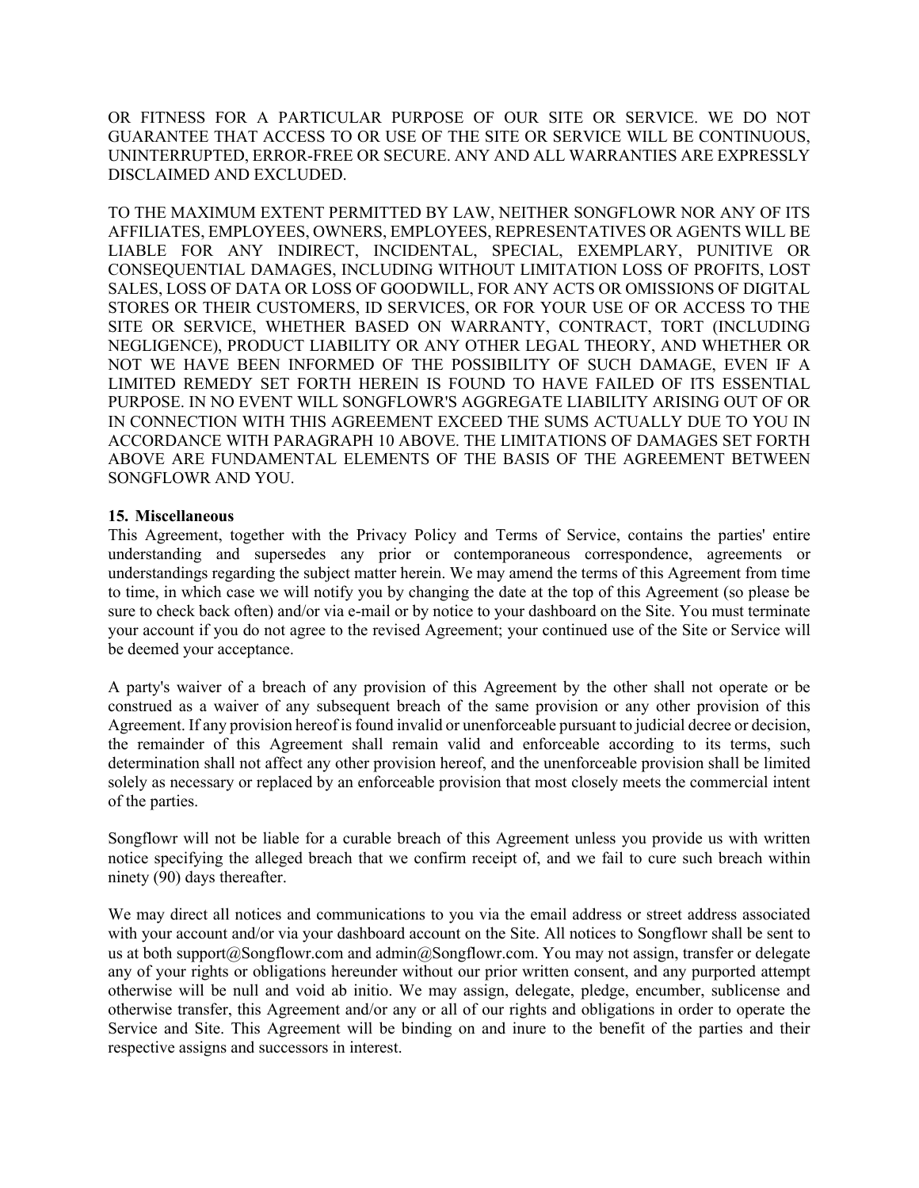OR FITNESS FOR A PARTICULAR PURPOSE OF OUR SITE OR SERVICE. WE DO NOT GUARANTEE THAT ACCESS TO OR USE OF THE SITE OR SERVICE WILL BE CONTINUOUS, UNINTERRUPTED, ERROR-FREE OR SECURE. ANY AND ALL WARRANTIES ARE EXPRESSLY DISCLAIMED AND EXCLUDED.

TO THE MAXIMUM EXTENT PERMITTED BY LAW, NEITHER SONGFLOWR NOR ANY OF ITS AFFILIATES, EMPLOYEES, OWNERS, EMPLOYEES, REPRESENTATIVES OR AGENTS WILL BE LIABLE FOR ANY INDIRECT, INCIDENTAL, SPECIAL, EXEMPLARY, PUNITIVE OR CONSEQUENTIAL DAMAGES, INCLUDING WITHOUT LIMITATION LOSS OF PROFITS, LOST SALES, LOSS OF DATA OR LOSS OF GOODWILL, FOR ANY ACTS OR OMISSIONS OF DIGITAL STORES OR THEIR CUSTOMERS, ID SERVICES, OR FOR YOUR USE OF OR ACCESS TO THE SITE OR SERVICE, WHETHER BASED ON WARRANTY, CONTRACT, TORT (INCLUDING NEGLIGENCE), PRODUCT LIABILITY OR ANY OTHER LEGAL THEORY, AND WHETHER OR NOT WE HAVE BEEN INFORMED OF THE POSSIBILITY OF SUCH DAMAGE, EVEN IF A LIMITED REMEDY SET FORTH HEREIN IS FOUND TO HAVE FAILED OF ITS ESSENTIAL PURPOSE. IN NO EVENT WILL SONGFLOWR'S AGGREGATE LIABILITY ARISING OUT OF OR IN CONNECTION WITH THIS AGREEMENT EXCEED THE SUMS ACTUALLY DUE TO YOU IN ACCORDANCE WITH PARAGRAPH 10 ABOVE. THE LIMITATIONS OF DAMAGES SET FORTH ABOVE ARE FUNDAMENTAL ELEMENTS OF THE BASIS OF THE AGREEMENT BETWEEN SONGFLOWR AND YOU.

**15. Miscellaneous**

This Agreement, together with the Privacy Policy and Terms of Service, contains the parties' entire understanding and supersedes any prior or contemporaneous correspondence, agreements or understandings regarding the subject matter herein. We may amend the terms of this Agreement from time to time, in which case we will notify you by changing the date at the top of this Agreement (so please be sure to check back often) and/or via e-mail or by notice to your dashboard on the Site. You must terminate your account if you do not agree to the revised Agreement; your continued use of the Site or Service will be deemed your acceptance.

A party's waiver of a breach of any provision of this Agreement by the other shall not operate or be construed as a waiver of any subsequent breach of the same provision or any other provision of this Agreement. If any provision hereof is found invalid or unenforceable pursuant to judicial decree or decision, the remainder of this Agreement shall remain valid and enforceable according to its terms, such determination shall not affect any other provision hereof, and the unenforceable provision shall be limited solely as necessary or replaced by an enforceable provision that most closely meets the commercial intent of the parties.

Songflowr will not be liable for a curable breach of this Agreement unless you provide us with written notice specifying the alleged breach that we confirm receipt of, and we fail to cure such breach within ninety (90) days thereafter.

We may direct all notices and communications to you via the email address or street address associated with your account and/or via your dashboard account on the Site. All notices to Songflowr shall be sent to us at both support@Songflowr.com and admin@Songflowr.com. You may not assign, transfer or delegate any of your rights or obligations hereunder without our prior written consent, and any purported attempt otherwise will be null and void ab initio. We may assign, delegate, pledge, encumber, sublicense and otherwise transfer, this Agreement and/or any or all of our rights and obligations in order to operate the Service and Site. This Agreement will be binding on and inure to the benefit of the parties and their respective assigns and successors in interest.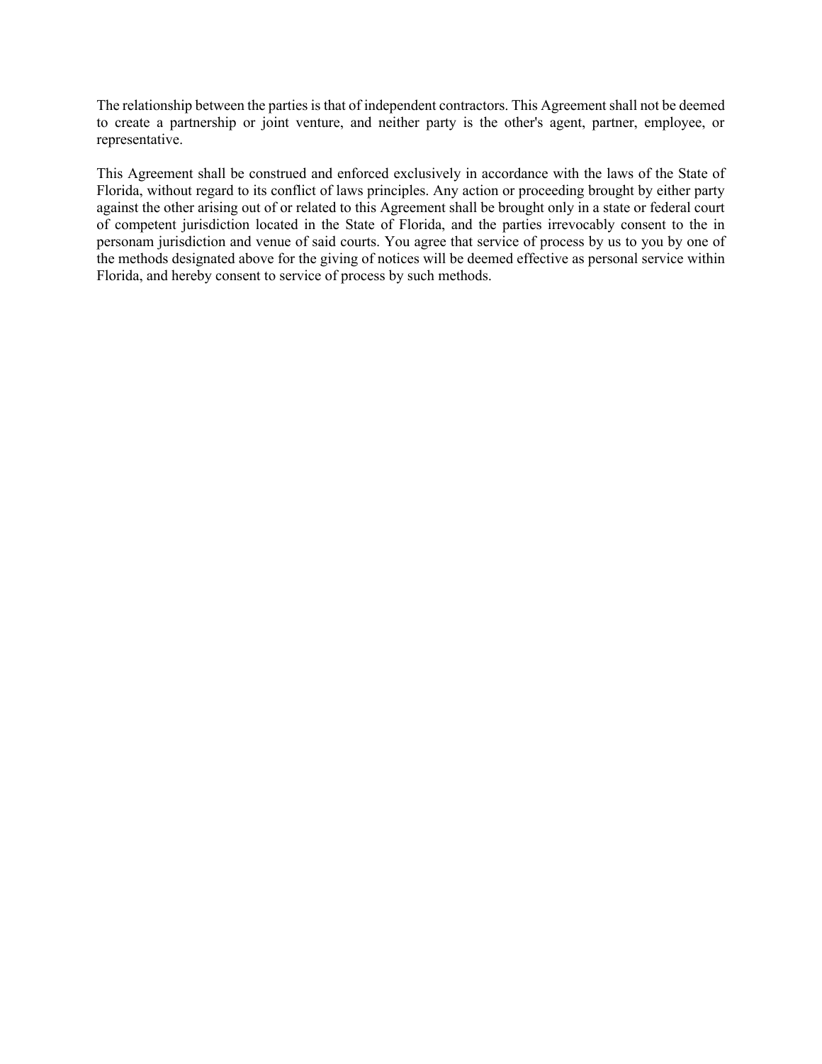The relationship between the parties is that of independent contractors. This Agreement shall not be deemed to create a partnership or joint venture, and neither party is the other's agent, partner, employee, or representative.

This Agreement shall be construed and enforced exclusively in accordance with the laws of the State of Florida, without regard to its conflict of laws principles. Any action or proceeding brought by either party against the other arising out of or related to this Agreement shall be brought only in a state or federal court of competent jurisdiction located in the State of Florida, and the parties irrevocably consent to the in personam jurisdiction and venue of said courts. You agree that service of process by us to you by one of the methods designated above for the giving of notices will be deemed effective as personal service within Florida, and hereby consent to service of process by such methods.